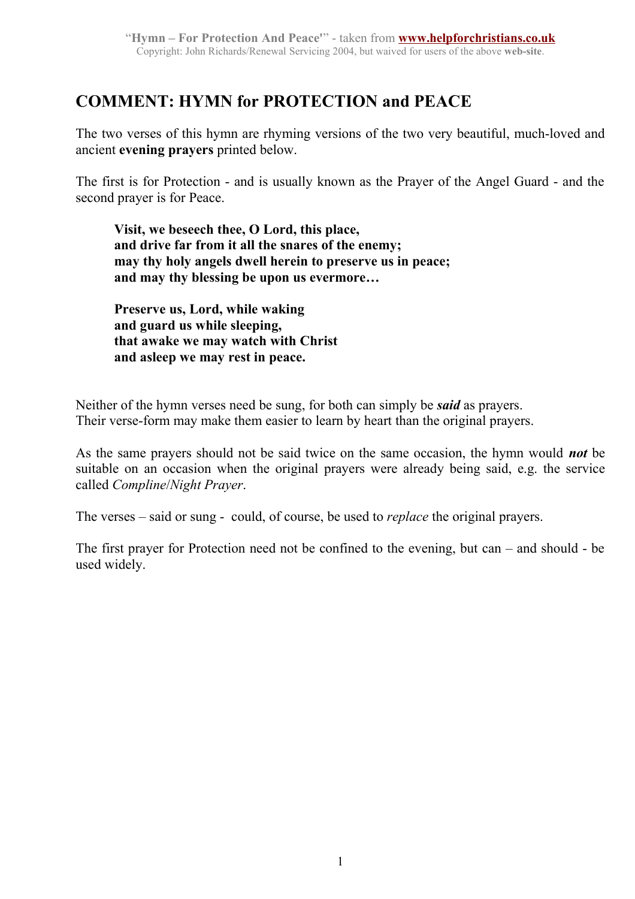# COMMENT: HYMN for PROTECTION and PEACE

The two verses of this hymn are rhyming versions of the two very beautiful, much-loved and ancient **evening prayers** printed below.

The first is for Protection - and is usually known as the Prayer of the Angel Guard - and the second prayer is for Peace.

> **Visit, we beseech thee, O Lord, this place,**
> **and drive far from it all the snares of the enemy;**
> **may thy holy angels dwell herein to preserve us in peace;**
> **and may thy blessing be upon us evermore…**
>
> **Preserve us, Lord, while waking**
> **and guard us while sleeping,**
> **that awake we may watch with Christ**
> **and asleep we may rest in peace.**

Neither of the hymn verses need be sung, for both can simply be ***said*** as prayers.
Their verse-form may make them easier to learn by heart than the original prayers.

As the same prayers should not be said twice on the same occasion, the hymn would ***not*** be suitable on an occasion when the original prayers were already being said, e.g. the service called *Compline*/*Night Prayer*.

The verses – said or sung - could, of course, be used to *replace* the original prayers.

The first prayer for Protection need not be confined to the evening, but can – and should - be used widely.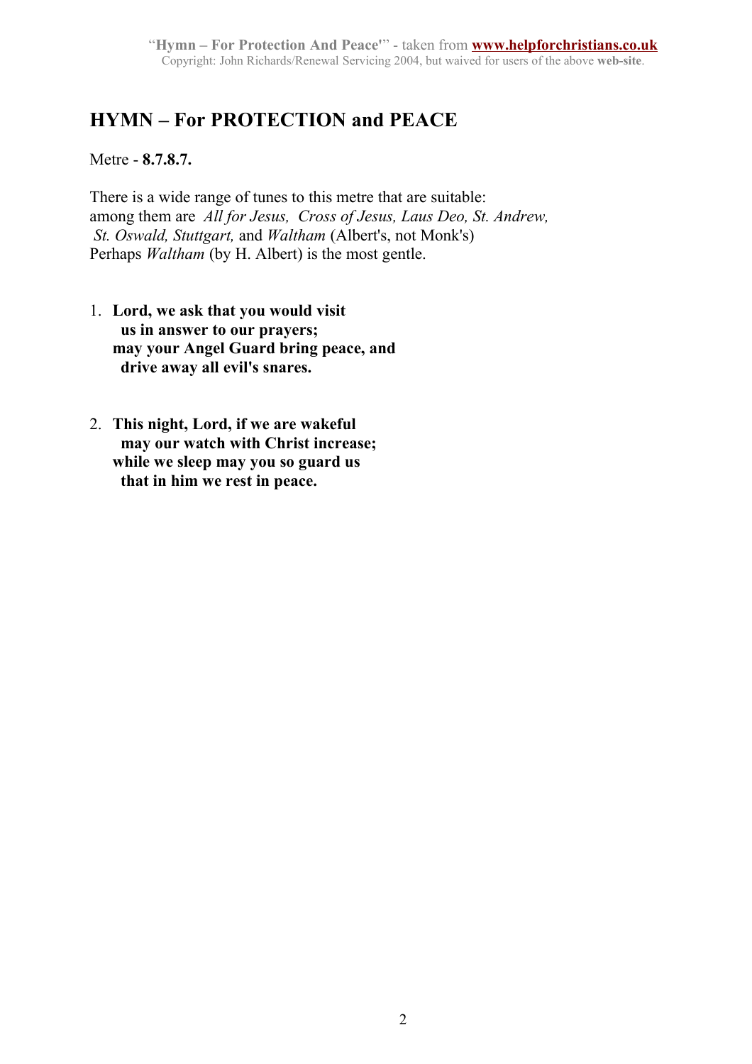# HYMN – For PROTECTION and PEACE

Metre - **8.7.8.7.**

There is a wide range of tunes to this metre that are suitable:
among them are *All for Jesus, Cross of Jesus, Laus Deo, St. Andrew, St. Oswald, Stuttgart,* and *Waltham* (Albert's, not Monk's)
Perhaps *Waltham* (by H. Albert) is the most gentle.

1. **Lord, we ask that you would visit**
   **us in answer to our prayers;**
   **may your Angel Guard bring peace, and**
   **drive away all evil's snares.**

2. **This night, Lord, if we are wakeful**
   **may our watch with Christ increase;**
   **while we sleep may you so guard us**
   **that in him we rest in peace.**